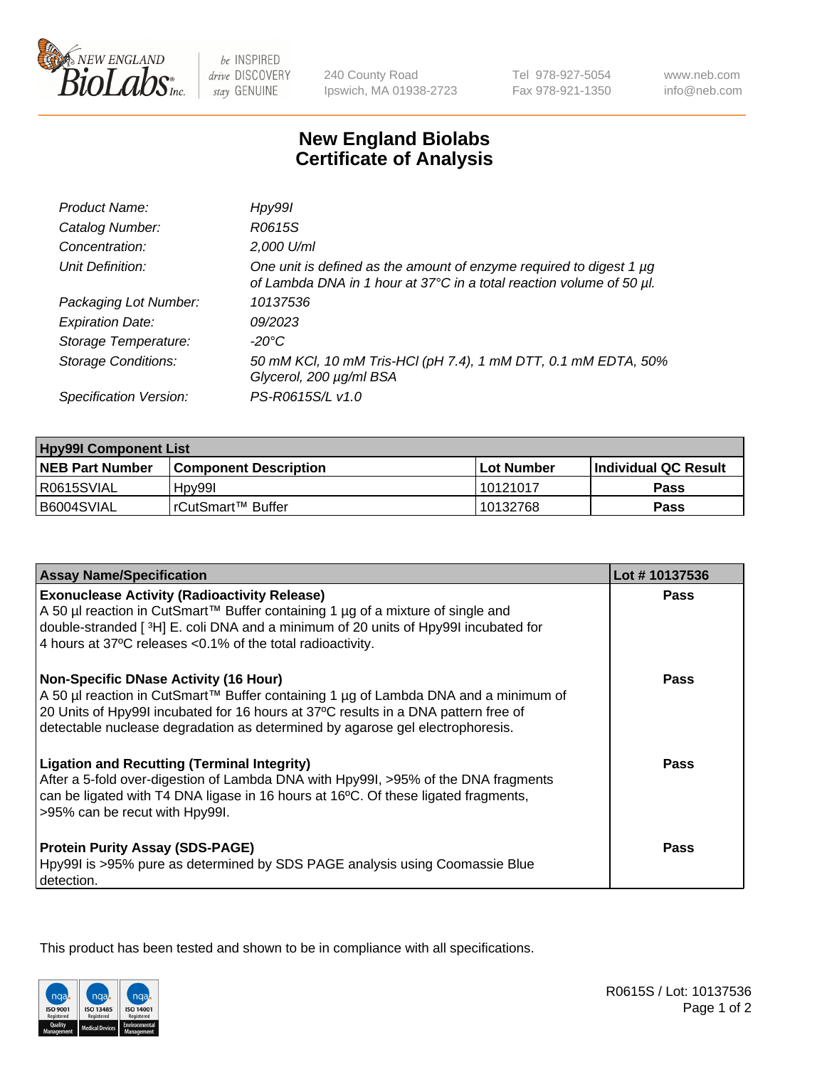New England BioLabs Inc. — be INSPIRED drive DISCOVERY stay GENUINE

240 County Road
Ipswich, MA 01938-2723

Tel 978-927-5054
Fax 978-921-1350

www.neb.com
info@neb.com

# New England Biolabs
# Certificate of Analysis

| | |
|---|---|
| *Product Name:* | *Hpy99I* |
| *Catalog Number:* | *R0615S* |
| *Concentration:* | *2,000 U/ml* |
| *Unit Definition:* | *One unit is defined as the amount of enzyme required to digest 1 µg of Lambda DNA in 1 hour at 37°C in a total reaction volume of 50 µl.* |
| *Packaging Lot Number:* | *10137536* |
| *Expiration Date:* | *09/2023* |
| *Storage Temperature:* | *-20°C* |
| *Storage Conditions:* | *50 mM KCl, 10 mM Tris-HCl (pH 7.4), 1 mM DTT, 0.1 mM EDTA, 50% Glycerol, 200 µg/ml BSA* |
| *Specification Version:* | *PS-R0615S/L v1.0* |

| Hpy99I Component List | | | |
|---|---|---|---|
| **NEB Part Number** | **Component Description** | **Lot Number** | **Individual QC Result** |
| R0615SVIAL | Hpy99I | 10121017 | **Pass** |
| B6004SVIAL | rCutSmart™ Buffer | 10132768 | **Pass** |

| Assay Name/Specification | Lot # 10137536 |
|---|---|
| **Exonuclease Activity (Radioactivity Release)**<br>A 50 µl reaction in CutSmart™ Buffer containing 1 µg of a mixture of single and double-stranded [ $^{3}$H] E. coli DNA and a minimum of 20 units of Hpy99I incubated for 4 hours at 37ºC releases <0.1% of the total radioactivity. | **Pass** |
| **Non-Specific DNase Activity (16 Hour)**<br>A 50 µl reaction in CutSmart™ Buffer containing 1 µg of Lambda DNA and a minimum of 20 Units of Hpy99I incubated for 16 hours at 37ºC results in a DNA pattern free of detectable nuclease degradation as determined by agarose gel electrophoresis. | **Pass** |
| **Ligation and Recutting (Terminal Integrity)**<br>After a 5-fold over-digestion of Lambda DNA with Hpy99I, >95% of the DNA fragments can be ligated with T4 DNA ligase in 16 hours at 16ºC. Of these ligated fragments, >95% can be recut with Hpy99I. | **Pass** |
| **Protein Purity Assay (SDS-PAGE)**<br>Hpy99I is >95% pure as determined by SDS PAGE analysis using Coomassie Blue detection. | **Pass** |

This product has been tested and shown to be in compliance with all specifications.

R0615S / Lot: 10137536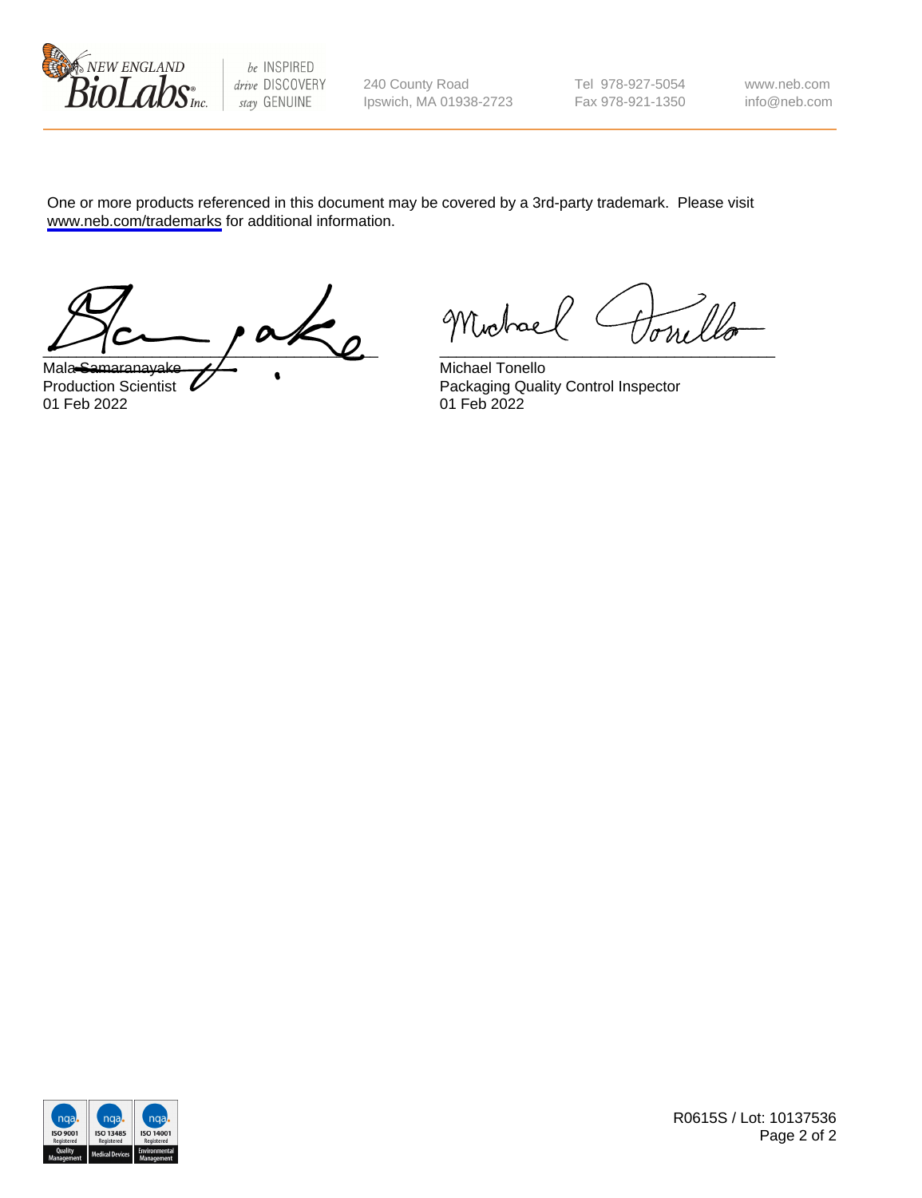One or more products referenced in this document may be covered by a 3rd-party trademark. Please visit www.neb.com/trademarks for additional information.

Mala Samaranayake
Production Scientist
01 Feb 2022

Michael Tonello
Packaging Quality Control Inspector
01 Feb 2022

R0615S / Lot: 10137536